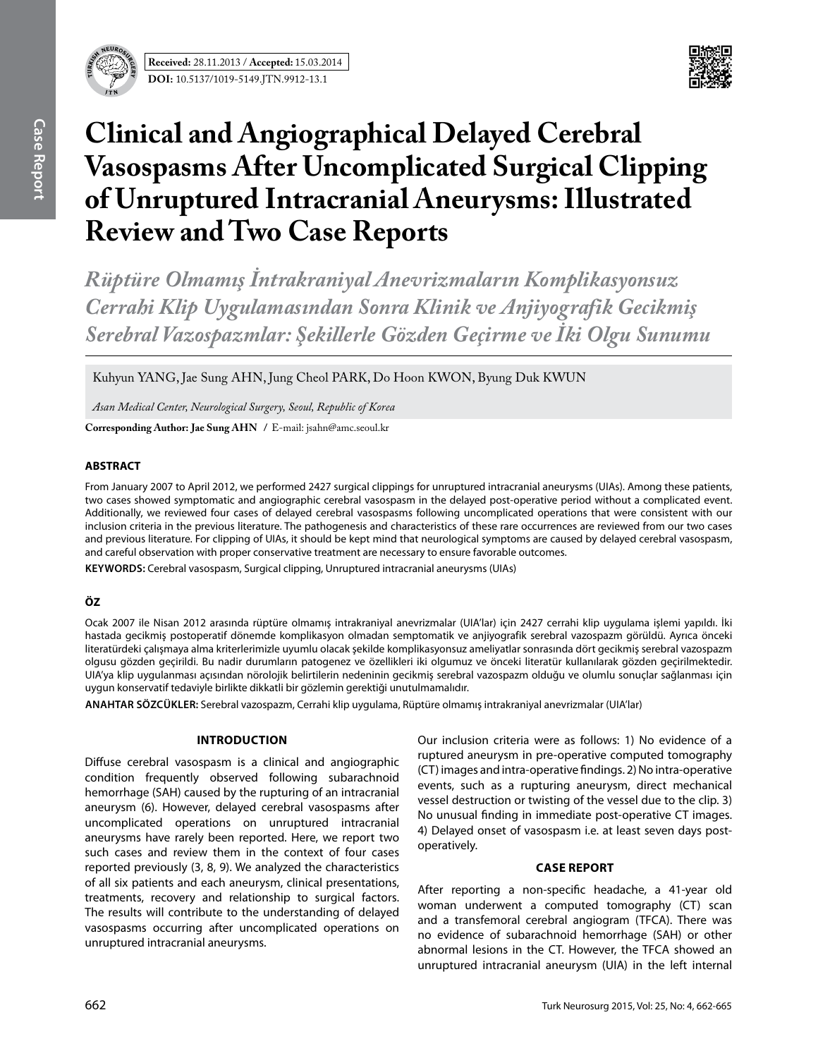**Received:** 28.11.2013 / **Accepted:** 15.03.2014

**DOI:** 10.5137/1019-5149.JTN.9912-13.1

# Clinical and Angiographical Delayed Cerebral Vasospasms After Uncomplicated Surgical Clipping of Unruptured Intracranial Aneurysms: Illustrated Review and Two Case Reports

*Rüptüre Olmamış İntrakraniyal Anevrizmaların Komplikasyonsuz Cerrahi Klip Uygulamasından Sonra Klinik ve Anjiyografik Gecikmiş Serebral Vazospazmlar: Şekillerle Gözden Geçirme ve İki Olgu Sunumu*

Kuhyun YANG, Jae Sung AHN, Jung Cheol PARK, Do Hoon KWON, Byung Duk KWUN

*Asan Medical Center, Neurological Surgery, Seoul, Republic of Korea*

**Corresponding Author: Jae Sung AHN** / E-mail: jsahn@amc.seoul.kr

## ABSTRACT

From January 2007 to April 2012, we performed 2427 surgical clippings for unruptured intracranial aneurysms (UIAs). Among these patients, two cases showed symptomatic and angiographic cerebral vasospasm in the delayed post-operative period without a complicated event. Additionally, we reviewed four cases of delayed cerebral vasospasms following uncomplicated operations that were consistent with our inclusion criteria in the previous literature. The pathogenesis and characteristics of these rare occurrences are reviewed from our two cases and previous literature. For clipping of UIAs, it should be kept mind that neurological symptoms are caused by delayed cerebral vasospasm, and careful observation with proper conservative treatment are necessary to ensure favorable outcomes.

**KEYWORDS:** Cerebral vasospasm, Surgical clipping, Unruptured intracranial aneurysms (UIAs)

## ÖZ

Ocak 2007 ile Nisan 2012 arasında rüptüre olmamış intrakraniyal anevrizmalar (UIA'lar) için 2427 cerrahi klip uygulama işlemi yapıldı. İki hastada gecikmiş postoperatif dönemde komplikasyon olmadan semptomatik ve anjiyografik serebral vazospazm görüldü. Ayrıca önceki literatürdeki çalışmaya alma kriterlerimizle uyumlu olacak şekilde komplikasyonsuz ameliyatlar sonrasında dört gecikmiş serebral vazospazm olgusu gözden geçirildi. Bu nadir durumların patogenez ve özellikleri iki olgumuz ve önceki literatür kullanılarak gözden geçirilmektedir. UIA'ya klip uygulanması açısından nörolojik belirtilerin nedeninin gecikmiş serebral vazospazm olduğu ve olumlu sonuçlar sağlanması için uygun konservatif tedaviyle birlikte dikkatli bir gözlemin gerektiği unutulmamalıdır.

**ANAHTAR SÖZCÜKLER:** Serebral vazospazm, Cerrahi klip uygulama, Rüptüre olmamış intrakraniyal anevrizmalar (UIA'lar)

## INTRODUCTION

Diffuse cerebral vasospasm is a clinical and angiographic condition frequently observed following subarachnoid hemorrhage (SAH) caused by the rupturing of an intracranial aneurysm (6). However, delayed cerebral vasospasms after uncomplicated operations on unruptured intracranial aneurysms have rarely been reported. Here, we report two such cases and review them in the context of four cases reported previously (3, 8, 9). We analyzed the characteristics of all six patients and each aneurysm, clinical presentations, treatments, recovery and relationship to surgical factors. The results will contribute to the understanding of delayed vasospasms occurring after uncomplicated operations on unruptured intracranial aneurysms.

Our inclusion criteria were as follows: 1) No evidence of a ruptured aneurysm in pre-operative computed tomography (CT) images and intra-operative findings. 2) No intra-operative events, such as a rupturing aneurysm, direct mechanical vessel destruction or twisting of the vessel due to the clip. 3) No unusual finding in immediate post-operative CT images. 4) Delayed onset of vasospasm i.e. at least seven days post-operatively.

## CASE REPORT

After reporting a non-specific headache, a 41-year old woman underwent a computed tomography (CT) scan and a transfemoral cerebral angiogram (TFCA). There was no evidence of subarachnoid hemorrhage (SAH) or other abnormal lesions in the CT. However, the TFCA showed an unruptured intracranial aneurysm (UIA) in the left internal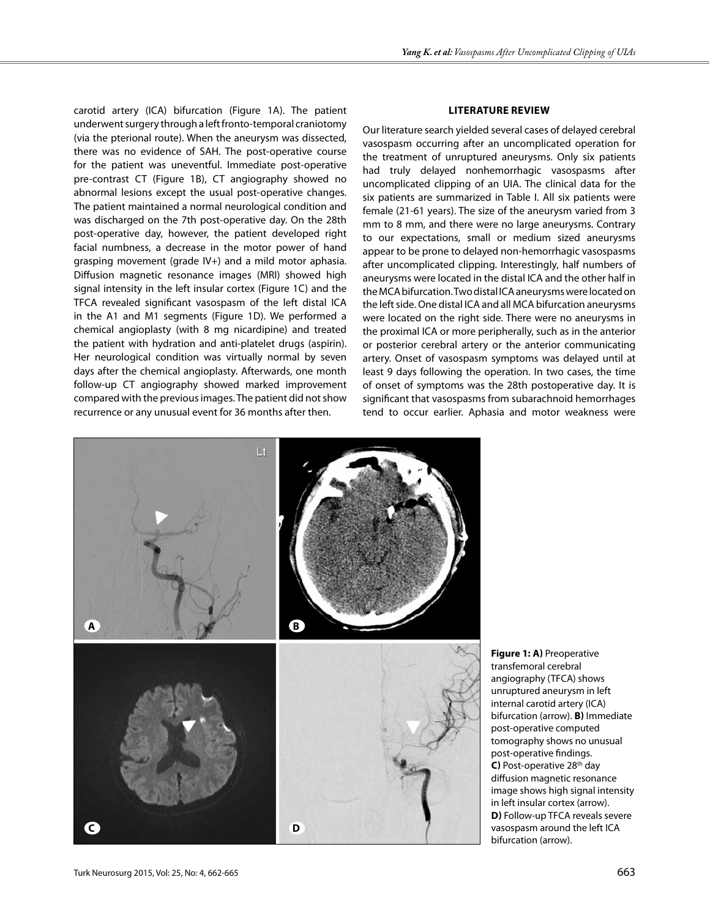carotid artery (ICA) bifurcation (Figure 1A). The patient underwent surgery through a left fronto-temporal craniotomy (via the pterional route). When the aneurysm was dissected, there was no evidence of SAH. The post-operative course for the patient was uneventful. Immediate post-operative pre-contrast CT (Figure 1B), CT angiography showed no abnormal lesions except the usual post-operative changes. The patient maintained a normal neurological condition and was discharged on the 7th post-operative day. On the 28th post-operative day, however, the patient developed right facial numbness, a decrease in the motor power of hand grasping movement (grade IV+) and a mild motor aphasia. Diffusion magnetic resonance images (MRI) showed high signal intensity in the left insular cortex (Figure 1C) and the TFCA revealed significant vasospasm of the left distal ICA in the A1 and M1 segments (Figure 1D). We performed a chemical angioplasty (with 8 mg nicardipine) and treated the patient with hydration and anti-platelet drugs (aspirin). Her neurological condition was virtually normal by seven days after the chemical angioplasty. Afterwards, one month follow-up CT angiography showed marked improvement compared with the previous images. The patient did not show recurrence or any unusual event for 36 months after then.

## LITERATURE REVIEW

Our literature search yielded several cases of delayed cerebral vasospasm occurring after an uncomplicated operation for the treatment of unruptured aneurysms. Only six patients had truly delayed nonhemorrhagic vasospasms after uncomplicated clipping of an UIA. The clinical data for the six patients are summarized in Table I. All six patients were female (21-61 years). The size of the aneurysm varied from 3 mm to 8 mm, and there were no large aneurysms. Contrary to our expectations, small or medium sized aneurysms appear to be prone to delayed non-hemorrhagic vasospasms after uncomplicated clipping. Interestingly, half numbers of aneurysms were located in the distal ICA and the other half in the MCA bifurcation. Two distal ICA aneurysms were located on the left side. One distal ICA and all MCA bifurcation aneurysms were located on the right side. There were no aneurysms in the proximal ICA or more peripherally, such as in the anterior or posterior cerebral artery or the anterior communicating artery. Onset of vasospasm symptoms was delayed until at least 9 days following the operation. In two cases, the time of onset of symptoms was the 28th postoperative day. It is significant that vasospasms from subarachnoid hemorrhages tend to occur earlier. Aphasia and motor weakness were

**Figure 1: A)** Preoperative transfemoral cerebral angiography (TFCA) shows unruptured aneurysm in left internal carotid artery (ICA) bifurcation (arrow). **B)** Immediate post-operative computed tomography shows no unusual post-operative findings. **C)** Post-operative 28th day diffusion magnetic resonance image shows high signal intensity in left insular cortex (arrow). **D)** Follow-up TFCA reveals severe vasospasm around the left ICA bifurcation (arrow).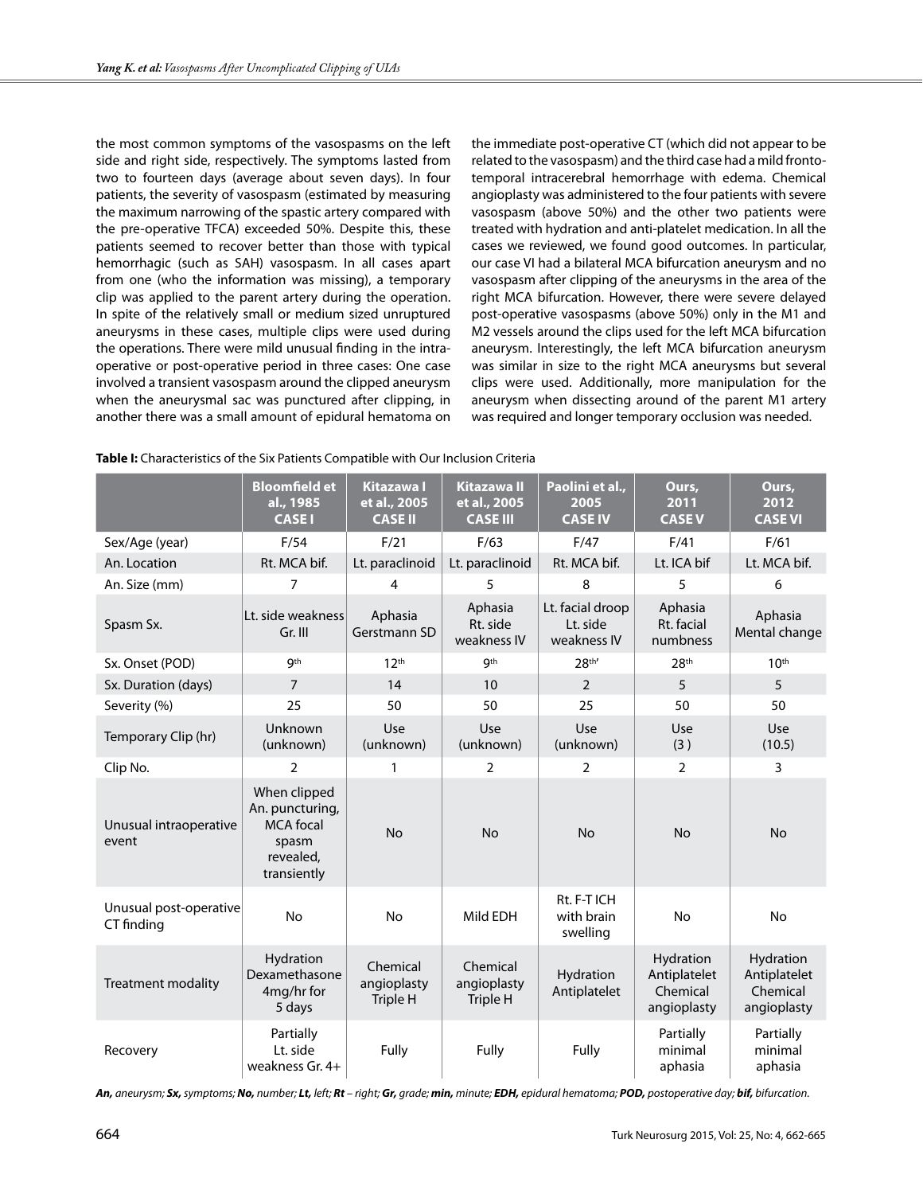the most common symptoms of the vasospasms on the left side and right side, respectively. The symptoms lasted from two to fourteen days (average about seven days). In four patients, the severity of vasospasm (estimated by measuring the maximum narrowing of the spastic artery compared with the pre-operative TFCA) exceeded 50%. Despite this, these patients seemed to recover better than those with typical hemorrhagic (such as SAH) vasospasm. In all cases apart from one (who the information was missing), a temporary clip was applied to the parent artery during the operation. In spite of the relatively small or medium sized unruptured aneurysms in these cases, multiple clips were used during the operations. There were mild unusual finding in the intra-operative or post-operative period in three cases: One case involved a transient vasospasm around the clipped aneurysm when the aneurysmal sac was punctured after clipping, in another there was a small amount of epidural hematoma on the immediate post-operative CT (which did not appear to be related to the vasospasm) and the third case had a mild fronto-temporal intracerebral hemorrhage with edema. Chemical angioplasty was administered to the four patients with severe vasospasm (above 50%) and the other two patients were treated with hydration and anti-platelet medication. In all the cases we reviewed, we found good outcomes. In particular, our case VI had a bilateral MCA bifurcation aneurysm and no vasospasm after clipping of the aneurysms in the area of the right MCA bifurcation. However, there were severe delayed post-operative vasospasms (above 50%) only in the M1 and M2 vessels around the clips used for the left MCA bifurcation aneurysm. Interestingly, the left MCA bifurcation aneurysm was similar in size to the right MCA aneurysms but several clips were used. Additionally, more manipulation for the aneurysm when dissecting around of the parent M1 artery was required and longer temporary occlusion was needed.

**Table I:** Characteristics of the Six Patients Compatible with Our Inclusion Criteria

| | Bloomfield et al., 1985 CASE I | Kitazawa I et al., 2005 CASE II | Kitazawa II et al., 2005 CASE III | Paolini et al., 2005 CASE IV | Ours, 2011 CASE V | Ours, 2012 CASE VI |
|---|---|---|---|---|---|---|
| Sex/Age (year) | F/54 | F/21 | F/63 | F/47 | F/41 | F/61 |
| An. Location | Rt. MCA bif. | Lt. paraclinoid | Lt. paraclinoid | Rt. MCA bif. | Lt. ICA bif | Lt. MCA bif. |
| An. Size (mm) | 7 | 4 | 5 | 8 | 5 | 6 |
| Spasm Sx. | Lt. side weakness Gr. III | Aphasia Gerstmann SD | Aphasia Rt. side weakness IV | Lt. facial droop Lt. side weakness IV | Aphasia Rt. facial numbness | Aphasia Mental change |
| Sx. Onset (POD) | 9th | 12th | 9th | 28th' | 28th | 10th |
| Sx. Duration (days) | 7 | 14 | 10 | 2 | 5 | 5 |
| Severity (%) | 25 | 50 | 50 | 25 | 50 | 50 |
| Temporary Clip (hr) | Unknown (unknown) | Use (unknown) | Use (unknown) | Use (unknown) | Use (3 ) | Use (10.5) |
| Clip No. | 2 | 1 | 2 | 2 | 2 | 3 |
| Unusual intraoperative event | When clipped An. puncturing, MCA focal spasm revealed, transiently | No | No | No | No | No |
| Unusual post-operative CT finding | No | No | Mild EDH | Rt. F-T ICH with brain swelling | No | No |
| Treatment modality | Hydration Dexamethasone 4mg/hr for 5 days | Chemical angioplasty Triple H | Chemical angioplasty Triple H | Hydration Antiplatelet | Hydration Antiplatelet Chemical angioplasty | Hydration Antiplatelet Chemical angioplasty |
| Recovery | Partially Lt. side weakness Gr. 4+ | Fully | Fully | Fully | Partially minimal aphasia | Partially minimal aphasia |

***An,** aneurysm; **Sx,** symptoms; **No,** number; **Lt,** left; **Rt** – right; **Gr,** grade; **min,** minute; **EDH,** epidural hematoma; **POD,** postoperative day; **bif,** bifurcation.*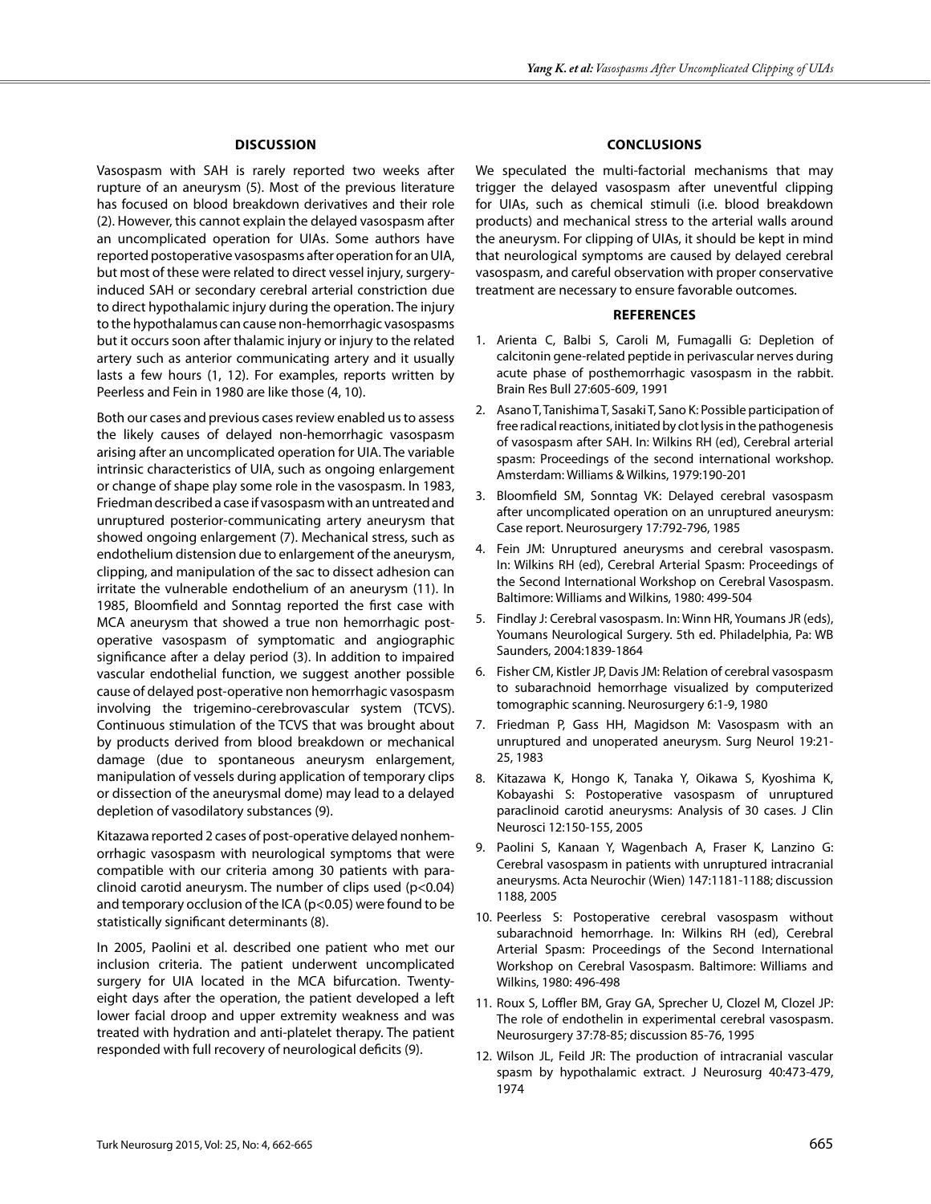## DISCUSSION

Vasospasm with SAH is rarely reported two weeks after rupture of an aneurysm (5). Most of the previous literature has focused on blood breakdown derivatives and their role (2). However, this cannot explain the delayed vasospasm after an uncomplicated operation for UIAs. Some authors have reported postoperative vasospasms after operation for an UIA, but most of these were related to direct vessel injury, surgery-induced SAH or secondary cerebral arterial constriction due to direct hypothalamic injury during the operation. The injury to the hypothalamus can cause non-hemorrhagic vasospasms but it occurs soon after thalamic injury or injury to the related artery such as anterior communicating artery and it usually lasts a few hours (1, 12). For examples, reports written by Peerless and Fein in 1980 are like those (4, 10).

Both our cases and previous cases review enabled us to assess the likely causes of delayed non-hemorrhagic vasospasm arising after an uncomplicated operation for UIA. The variable intrinsic characteristics of UIA, such as ongoing enlargement or change of shape play some role in the vasospasm. In 1983, Friedman described a case if vasospasm with an untreated and unruptured posterior-communicating artery aneurysm that showed ongoing enlargement (7). Mechanical stress, such as endothelium distension due to enlargement of the aneurysm, clipping, and manipulation of the sac to dissect adhesion can irritate the vulnerable endothelium of an aneurysm (11). In 1985, Bloomfield and Sonntag reported the first case with MCA aneurysm that showed a true non hemorrhagic post-operative vasospasm of symptomatic and angiographic significance after a delay period (3). In addition to impaired vascular endothelial function, we suggest another possible cause of delayed post-operative non hemorrhagic vasospasm involving the trigemino-cerebrovascular system (TCVS). Continuous stimulation of the TCVS that was brought about by products derived from blood breakdown or mechanical damage (due to spontaneous aneurysm enlargement, manipulation of vessels during application of temporary clips or dissection of the aneurysmal dome) may lead to a delayed depletion of vasodilatory substances (9).

Kitazawa reported 2 cases of post-operative delayed nonhemorrhagic vasospasm with neurological symptoms that were compatible with our criteria among 30 patients with paraclinoid carotid aneurysm. The number of clips used ($p<0.04$) and temporary occlusion of the ICA ($p<0.05$) were found to be statistically significant determinants (8).

In 2005, Paolini et al. described one patient who met our inclusion criteria. The patient underwent uncomplicated surgery for UIA located in the MCA bifurcation. Twenty-eight days after the operation, the patient developed a left lower facial droop and upper extremity weakness and was treated with hydration and anti-platelet therapy. The patient responded with full recovery of neurological deficits (9).

## CONCLUSIONS

We speculated the multi-factorial mechanisms that may trigger the delayed vasospasm after uneventful clipping for UIAs, such as chemical stimuli (i.e. blood breakdown products) and mechanical stress to the arterial walls around the aneurysm. For clipping of UIAs, it should be kept in mind that neurological symptoms are caused by delayed cerebral vasospasm, and careful observation with proper conservative treatment are necessary to ensure favorable outcomes.

## REFERENCES

1. Arienta C, Balbi S, Caroli M, Fumagalli G: Depletion of calcitonin gene-related peptide in perivascular nerves during acute phase of posthemorrhagic vasospasm in the rabbit. Brain Res Bull 27:605-609, 1991
2. Asano T, Tanishima T, Sasaki T, Sano K: Possible participation of free radical reactions, initiated by clot lysis in the pathogenesis of vasospasm after SAH. In: Wilkins RH (ed), Cerebral arterial spasm: Proceedings of the second international workshop. Amsterdam: Williams & Wilkins, 1979:190-201
3. Bloomfield SM, Sonntag VK: Delayed cerebral vasospasm after uncomplicated operation on an unruptured aneurysm: Case report. Neurosurgery 17:792-796, 1985
4. Fein JM: Unruptured aneurysms and cerebral vasospasm. In: Wilkins RH (ed), Cerebral Arterial Spasm: Proceedings of the Second International Workshop on Cerebral Vasospasm. Baltimore: Williams and Wilkins, 1980: 499-504
5. Findlay J: Cerebral vasospasm. In: Winn HR, Youmans JR (eds), Youmans Neurological Surgery. 5th ed. Philadelphia, Pa: WB Saunders, 2004:1839-1864
6. Fisher CM, Kistler JP, Davis JM: Relation of cerebral vasospasm to subarachnoid hemorrhage visualized by computerized tomographic scanning. Neurosurgery 6:1-9, 1980
7. Friedman P, Gass HH, Magidson M: Vasospasm with an unruptured and unoperated aneurysm. Surg Neurol 19:21-25, 1983
8. Kitazawa K, Hongo K, Tanaka Y, Oikawa S, Kyoshima K, Kobayashi S: Postoperative vasospasm of unruptured paraclinoid carotid aneurysms: Analysis of 30 cases. J Clin Neurosci 12:150-155, 2005
9. Paolini S, Kanaan Y, Wagenbach A, Fraser K, Lanzino G: Cerebral vasospasm in patients with unruptured intracranial aneurysms. Acta Neurochir (Wien) 147:1181-1188; discussion 1188, 2005
10. Peerless S: Postoperative cerebral vasospasm without subarachnoid hemorrhage. In: Wilkins RH (ed), Cerebral Arterial Spasm: Proceedings of the Second International Workshop on Cerebral Vasospasm. Baltimore: Williams and Wilkins, 1980: 496-498
11. Roux S, Loffler BM, Gray GA, Sprecher U, Clozel M, Clozel JP: The role of endothelin in experimental cerebral vasospasm. Neurosurgery 37:78-85; discussion 85-76, 1995
12. Wilson JL, Feild JR: The production of intracranial vascular spasm by hypothalamic extract. J Neurosurg 40:473-479, 1974